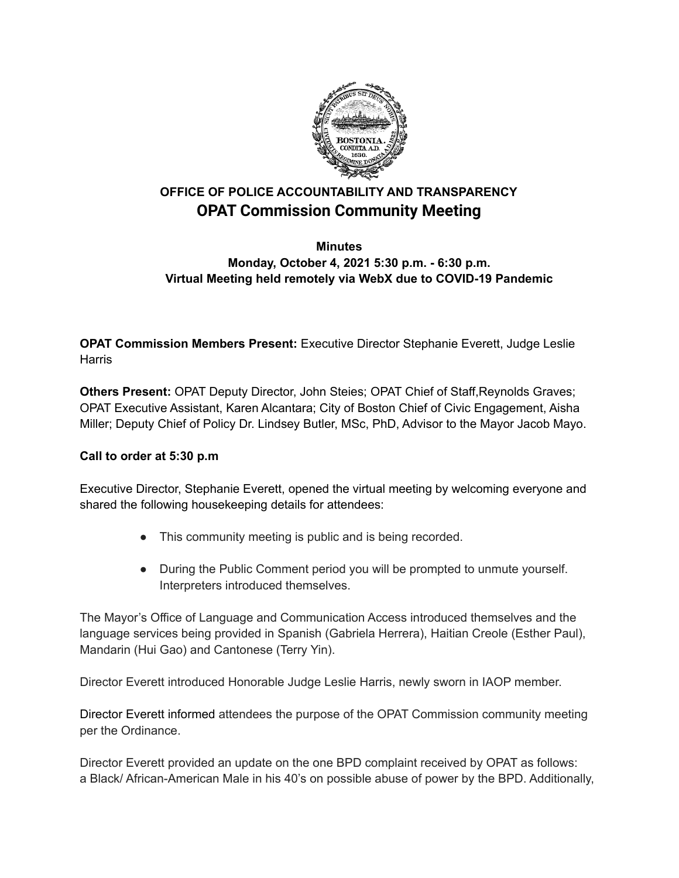# OFFICE OF POLICE ACCOUNTABILITY AND TRANSPARENCY

## OPAT Commission Community Meeting

**Minutes**
**Monday, October 4, 2021 5:30 p.m. - 6:30 p.m.**
**Virtual Meeting held remotely via WebX due to COVID-19 Pandemic**

**OPAT Commission Members Present:** Executive Director Stephanie Everett, Judge Leslie Harris

**Others Present:** OPAT Deputy Director, John Steies; OPAT Chief of Staff,Reynolds Graves; OPAT Executive Assistant, Karen Alcantara; City of Boston Chief of Civic Engagement, Aisha Miller; Deputy Chief of Policy Dr. Lindsey Butler, MSc, PhD, Advisor to the Mayor Jacob Mayo.

**Call to order at 5:30 p.m**

Executive Director, Stephanie Everett, opened the virtual meeting by welcoming everyone and shared the following housekeeping details for attendees:

- This community meeting is public and is being recorded.
- During the Public Comment period you will be prompted to unmute yourself. Interpreters introduced themselves.

The Mayor's Office of Language and Communication Access introduced themselves and the language services being provided in Spanish (Gabriela Herrera), Haitian Creole (Esther Paul), Mandarin (Hui Gao) and Cantonese (Terry Yin).

Director Everett introduced Honorable Judge Leslie Harris, newly sworn in IAOP member.

Director Everett informed attendees the purpose of the OPAT Commission community meeting per the Ordinance.

Director Everett provided an update on the one BPD complaint received by OPAT as follows: a Black/ African-American Male in his 40's on possible abuse of power by the BPD. Additionally,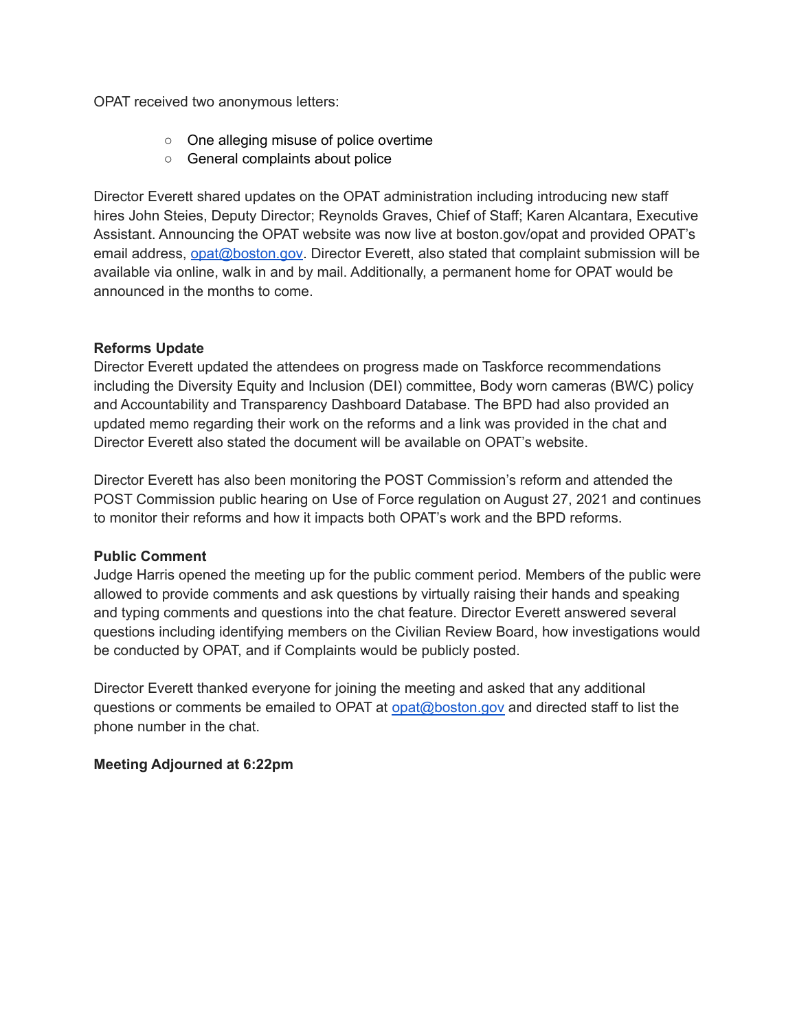OPAT received two anonymous letters:

- One alleging misuse of police overtime
- General complaints about police

Director Everett shared updates on the OPAT administration including introducing new staff hires John Steies, Deputy Director; Reynolds Graves, Chief of Staff; Karen Alcantara, Executive Assistant. Announcing the OPAT website was now live at boston.gov/opat and provided OPAT's email address, opat@boston.gov. Director Everett, also stated that complaint submission will be available via online, walk in and by mail. Additionally, a permanent home for OPAT would be announced in the months to come.

**Reforms Update**

Director Everett updated the attendees on progress made on Taskforce recommendations including the Diversity Equity and Inclusion (DEI) committee, Body worn cameras (BWC) policy and Accountability and Transparency Dashboard Database. The BPD had also provided an updated memo regarding their work on the reforms and a link was provided in the chat and Director Everett also stated the document will be available on OPAT's website.

Director Everett has also been monitoring the POST Commission's reform and attended the POST Commission public hearing on Use of Force regulation on August 27, 2021 and continues to monitor their reforms and how it impacts both OPAT's work and the BPD reforms.

**Public Comment**

Judge Harris opened the meeting up for the public comment period. Members of the public were allowed to provide comments and ask questions by virtually raising their hands and speaking and typing comments and questions into the chat feature. Director Everett answered several questions including identifying members on the Civilian Review Board, how investigations would be conducted by OPAT, and if Complaints would be publicly posted.

Director Everett thanked everyone for joining the meeting and asked that any additional questions or comments be emailed to OPAT at opat@boston.gov and directed staff to list the phone number in the chat.

**Meeting Adjourned at 6:22pm**